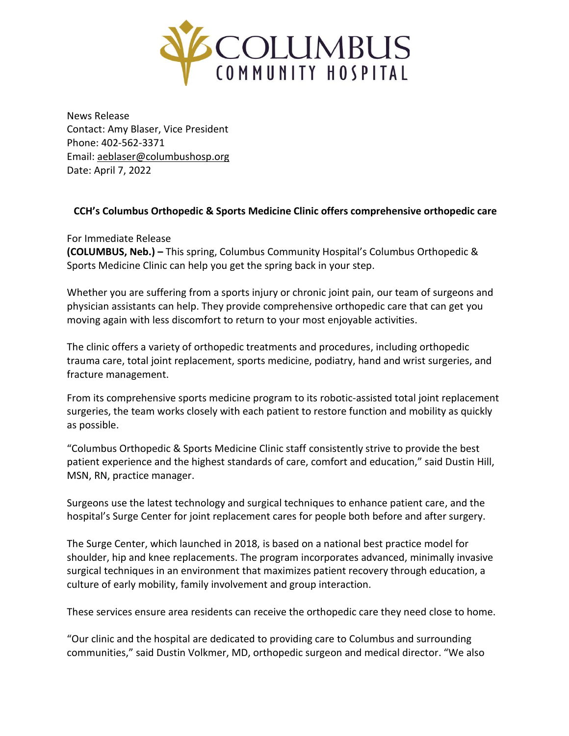# COLUMBUS COMMUNITY HOSPITAL

News Release
Contact: Amy Blaser, Vice President
Phone: 402-562-3371
Email: aeblaser@columbushosp.org
Date: April 7, 2022

**CCH's Columbus Orthopedic & Sports Medicine Clinic offers comprehensive orthopedic care**

For Immediate Release
**(COLUMBUS, Neb.) –** This spring, Columbus Community Hospital's Columbus Orthopedic & Sports Medicine Clinic can help you get the spring back in your step.

Whether you are suffering from a sports injury or chronic joint pain, our team of surgeons and physician assistants can help. They provide comprehensive orthopedic care that can get you moving again with less discomfort to return to your most enjoyable activities.

The clinic offers a variety of orthopedic treatments and procedures, including orthopedic trauma care, total joint replacement, sports medicine, podiatry, hand and wrist surgeries, and fracture management.

From its comprehensive sports medicine program to its robotic-assisted total joint replacement surgeries, the team works closely with each patient to restore function and mobility as quickly as possible.

"Columbus Orthopedic & Sports Medicine Clinic staff consistently strive to provide the best patient experience and the highest standards of care, comfort and education," said Dustin Hill, MSN, RN, practice manager.

Surgeons use the latest technology and surgical techniques to enhance patient care, and the hospital's Surge Center for joint replacement cares for people both before and after surgery.

The Surge Center, which launched in 2018, is based on a national best practice model for shoulder, hip and knee replacements. The program incorporates advanced, minimally invasive surgical techniques in an environment that maximizes patient recovery through education, a culture of early mobility, family involvement and group interaction.

These services ensure area residents can receive the orthopedic care they need close to home.

"Our clinic and the hospital are dedicated to providing care to Columbus and surrounding communities," said Dustin Volkmer, MD, orthopedic surgeon and medical director. "We also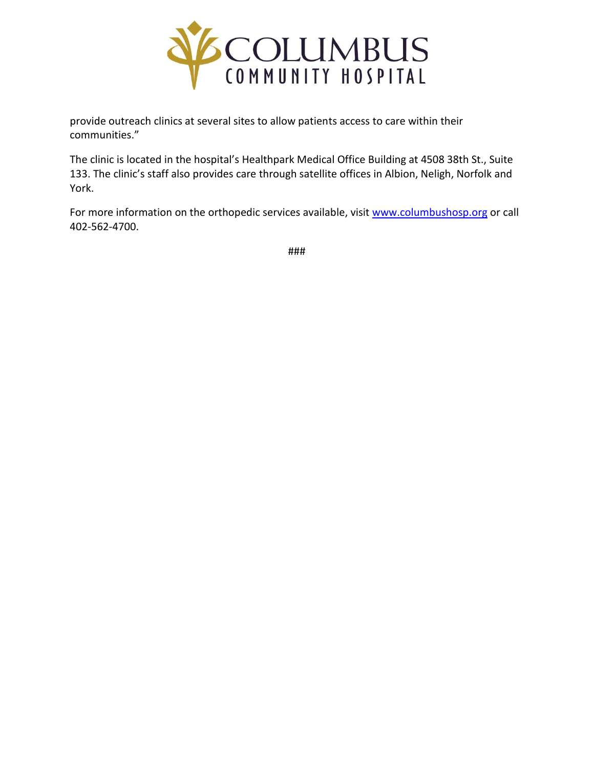provide outreach clinics at several sites to allow patients access to care within their communities."

The clinic is located in the hospital's Healthpark Medical Office Building at 4508 38th St., Suite 133. The clinic's staff also provides care through satellite offices in Albion, Neligh, Norfolk and York.

For more information on the orthopedic services available, visit www.columbushosp.org or call 402-562-4700.

###